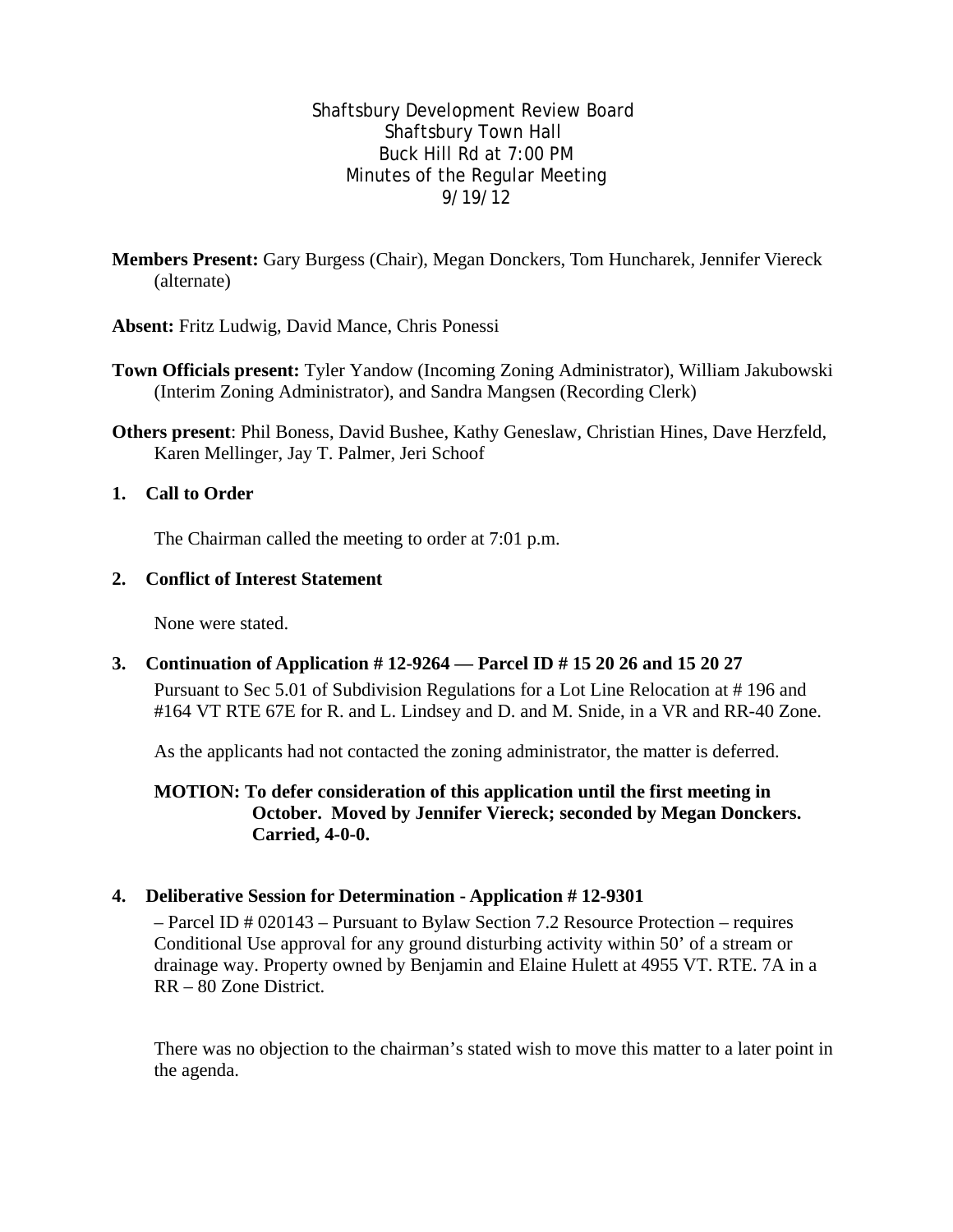# Shaftsbury Development Review Board
Shaftsbury Town Hall
Buck Hill Rd at 7:00 PM
Minutes of the Regular Meeting
9/19/12

**Members Present:** Gary Burgess (Chair), Megan Donckers, Tom Huncharek, Jennifer Viereck (alternate)

**Absent:** Fritz Ludwig, David Mance, Chris Ponessi

**Town Officials present:** Tyler Yandow (Incoming Zoning Administrator), William Jakubowski (Interim Zoning Administrator), and Sandra Mangsen (Recording Clerk)

**Others present**: Phil Boness, David Bushee, Kathy Geneslaw, Christian Hines, Dave Herzfeld, Karen Mellinger, Jay T. Palmer, Jeri Schoof

## 1. Call to Order

The Chairman called the meeting to order at 7:01 p.m.

## 2. Conflict of Interest Statement

None were stated.

## 3. Continuation of Application # 12-9264 — Parcel ID # 15 20 26 and 15 20 27

Pursuant to Sec 5.01 of Subdivision Regulations for a Lot Line Relocation at # 196 and #164 VT RTE 67E for R. and L. Lindsey and D. and M. Snide, in a VR and RR-40 Zone.

As the applicants had not contacted the zoning administrator, the matter is deferred.

**MOTION: To defer consideration of this application until the first meeting in October. Moved by Jennifer Viereck; seconded by Megan Donckers. Carried, 4-0-0.**

## 4. Deliberative Session for Determination - Application # 12-9301

– Parcel ID # 020143 – Pursuant to Bylaw Section 7.2 Resource Protection – requires Conditional Use approval for any ground disturbing activity within 50' of a stream or drainage way. Property owned by Benjamin and Elaine Hulett at 4955 VT. RTE. 7A in a RR – 80 Zone District.

There was no objection to the chairman's stated wish to move this matter to a later point in the agenda.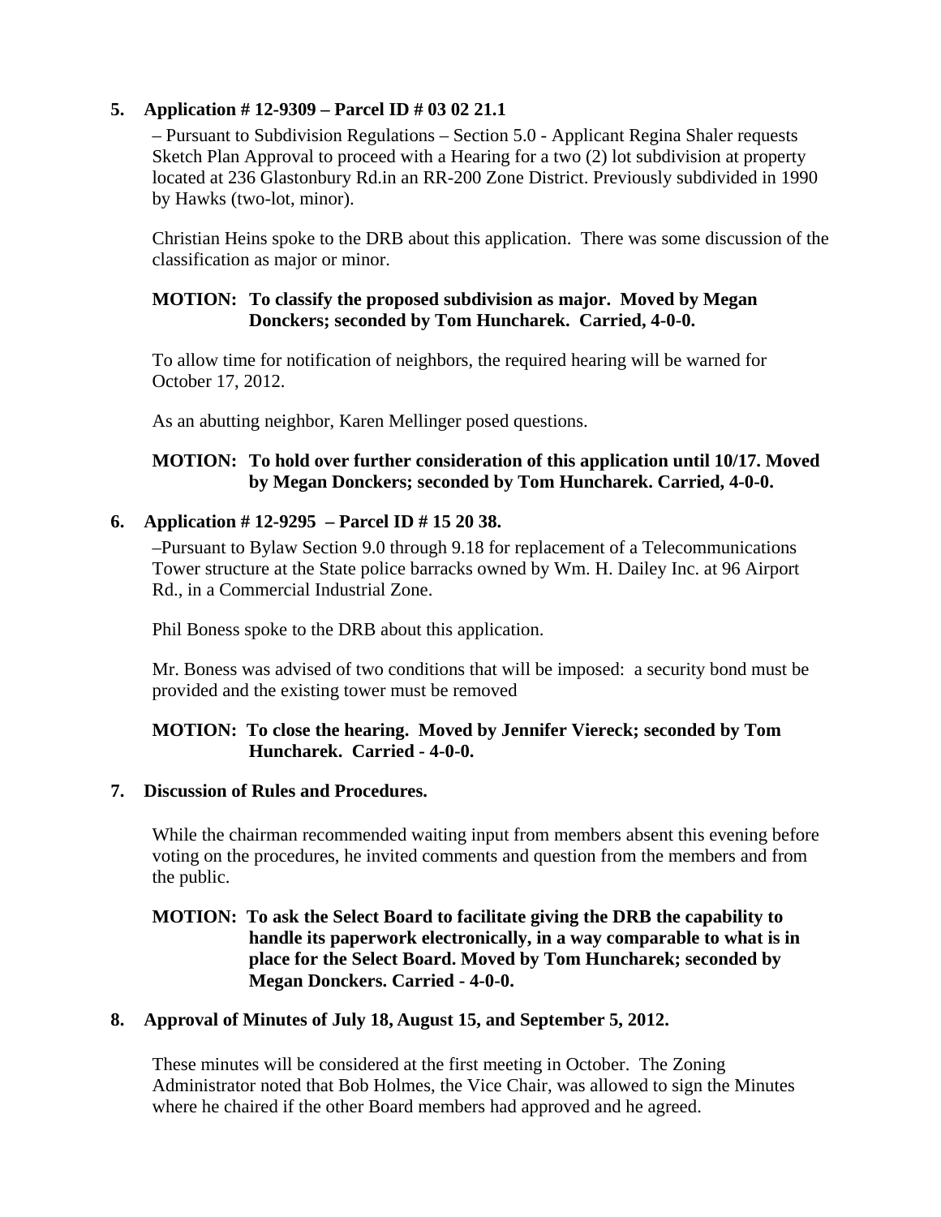**5. Application # 12-9309 – Parcel ID # 03 02 21.1**

– Pursuant to Subdivision Regulations – Section 5.0 - Applicant Regina Shaler requests Sketch Plan Approval to proceed with a Hearing for a two (2) lot subdivision at property located at 236 Glastonbury Rd.in an RR-200 Zone District. Previously subdivided in 1990 by Hawks (two-lot, minor).

Christian Heins spoke to the DRB about this application. There was some discussion of the classification as major or minor.

**MOTION: To classify the proposed subdivision as major. Moved by Megan Donckers; seconded by Tom Huncharek. Carried, 4-0-0.**

To allow time for notification of neighbors, the required hearing will be warned for October 17, 2012.

As an abutting neighbor, Karen Mellinger posed questions.

**MOTION: To hold over further consideration of this application until 10/17. Moved by Megan Donckers; seconded by Tom Huncharek. Carried, 4-0-0.**

**6. Application # 12-9295 – Parcel ID # 15 20 38.**

–Pursuant to Bylaw Section 9.0 through 9.18 for replacement of a Telecommunications Tower structure at the State police barracks owned by Wm. H. Dailey Inc. at 96 Airport Rd., in a Commercial Industrial Zone.

Phil Boness spoke to the DRB about this application.

Mr. Boness was advised of two conditions that will be imposed: a security bond must be provided and the existing tower must be removed

**MOTION: To close the hearing. Moved by Jennifer Viereck; seconded by Tom Huncharek. Carried - 4-0-0.**

**7. Discussion of Rules and Procedures.**

While the chairman recommended waiting input from members absent this evening before voting on the procedures, he invited comments and question from the members and from the public.

**MOTION: To ask the Select Board to facilitate giving the DRB the capability to handle its paperwork electronically, in a way comparable to what is in place for the Select Board. Moved by Tom Huncharek; seconded by Megan Donckers. Carried - 4-0-0.**

**8. Approval of Minutes of July 18, August 15, and September 5, 2012.**

These minutes will be considered at the first meeting in October. The Zoning Administrator noted that Bob Holmes, the Vice Chair, was allowed to sign the Minutes where he chaired if the other Board members had approved and he agreed.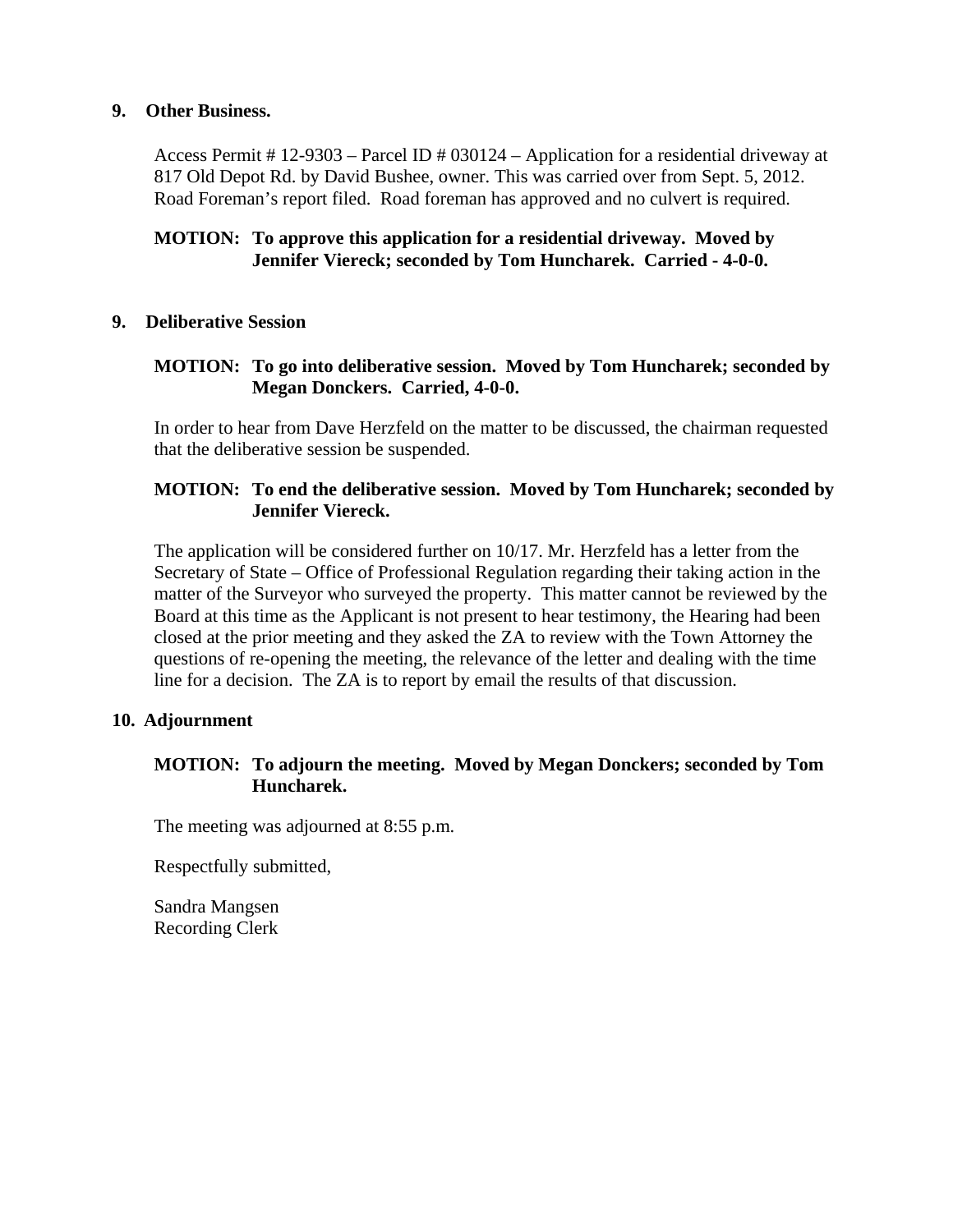## 9. Other Business.

Access Permit # 12-9303 – Parcel ID # 030124 – Application for a residential driveway at 817 Old Depot Rd. by David Bushee, owner. This was carried over from Sept. 5, 2012. Road Foreman's report filed. Road foreman has approved and no culvert is required.

**MOTION: To approve this application for a residential driveway. Moved by Jennifer Viereck; seconded by Tom Huncharek. Carried - 4-0-0.**

## 9. Deliberative Session

**MOTION: To go into deliberative session. Moved by Tom Huncharek; seconded by Megan Donckers. Carried, 4-0-0.**

In order to hear from Dave Herzfeld on the matter to be discussed, the chairman requested that the deliberative session be suspended.

**MOTION: To end the deliberative session. Moved by Tom Huncharek; seconded by Jennifer Viereck.**

The application will be considered further on 10/17. Mr. Herzfeld has a letter from the Secretary of State – Office of Professional Regulation regarding their taking action in the matter of the Surveyor who surveyed the property. This matter cannot be reviewed by the Board at this time as the Applicant is not present to hear testimony, the Hearing had been closed at the prior meeting and they asked the ZA to review with the Town Attorney the questions of re-opening the meeting, the relevance of the letter and dealing with the time line for a decision. The ZA is to report by email the results of that discussion.

## 10. Adjournment

**MOTION: To adjourn the meeting. Moved by Megan Donckers; seconded by Tom Huncharek.**

The meeting was adjourned at 8:55 p.m.

Respectfully submitted,

Sandra Mangsen
Recording Clerk